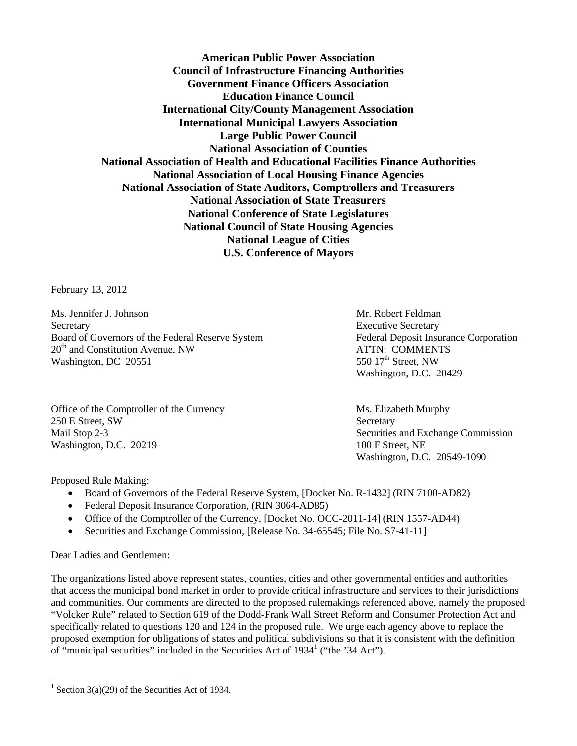**American Public Power Association**
**Council of Infrastructure Financing Authorities**
**Government Finance Officers Association**
**Education Finance Council**
**International City/County Management Association**
**International Municipal Lawyers Association**
**Large Public Power Council**
**National Association of Counties**
**National Association of Health and Educational Facilities Finance Authorities**
**National Association of Local Housing Finance Agencies**
**National Association of State Auditors, Comptrollers and Treasurers**
**National Association of State Treasurers**
**National Conference of State Legislatures**
**National Council of State Housing Agencies**
**National League of Cities**
**U.S. Conference of Mayors**

February 13, 2012

Ms. Jennifer J. Johnson
Secretary
Board of Governors of the Federal Reserve System
20th and Constitution Avenue, NW
Washington, DC 20551

Mr. Robert Feldman
Executive Secretary
Federal Deposit Insurance Corporation
ATTN: COMMENTS
550 17th Street, NW
Washington, D.C. 20429

Office of the Comptroller of the Currency
250 E Street, SW
Mail Stop 2-3
Washington, D.C. 20219

Ms. Elizabeth Murphy
Secretary
Securities and Exchange Commission
100 F Street, NE
Washington, D.C. 20549-1090

Proposed Rule Making:

- Board of Governors of the Federal Reserve System, [Docket No. R-1432] (RIN 7100-AD82)
- Federal Deposit Insurance Corporation, (RIN 3064-AD85)
- Office of the Comptroller of the Currency, [Docket No. OCC-2011-14] (RIN 1557-AD44)
- Securities and Exchange Commission, [Release No. 34-65545; File No. S7-41-11]

Dear Ladies and Gentlemen:

The organizations listed above represent states, counties, cities and other governmental entities and authorities that access the municipal bond market in order to provide critical infrastructure and services to their jurisdictions and communities. Our comments are directed to the proposed rulemakings referenced above, namely the proposed "Volcker Rule" related to Section 619 of the Dodd-Frank Wall Street Reform and Consumer Protection Act and specifically related to questions 120 and 124 in the proposed rule. We urge each agency above to replace the proposed exemption for obligations of states and political subdivisions so that it is consistent with the definition of "municipal securities" included in the Securities Act of 1934[1] ("the '34 Act").

---

[1] Section 3(a)(29) of the Securities Act of 1934.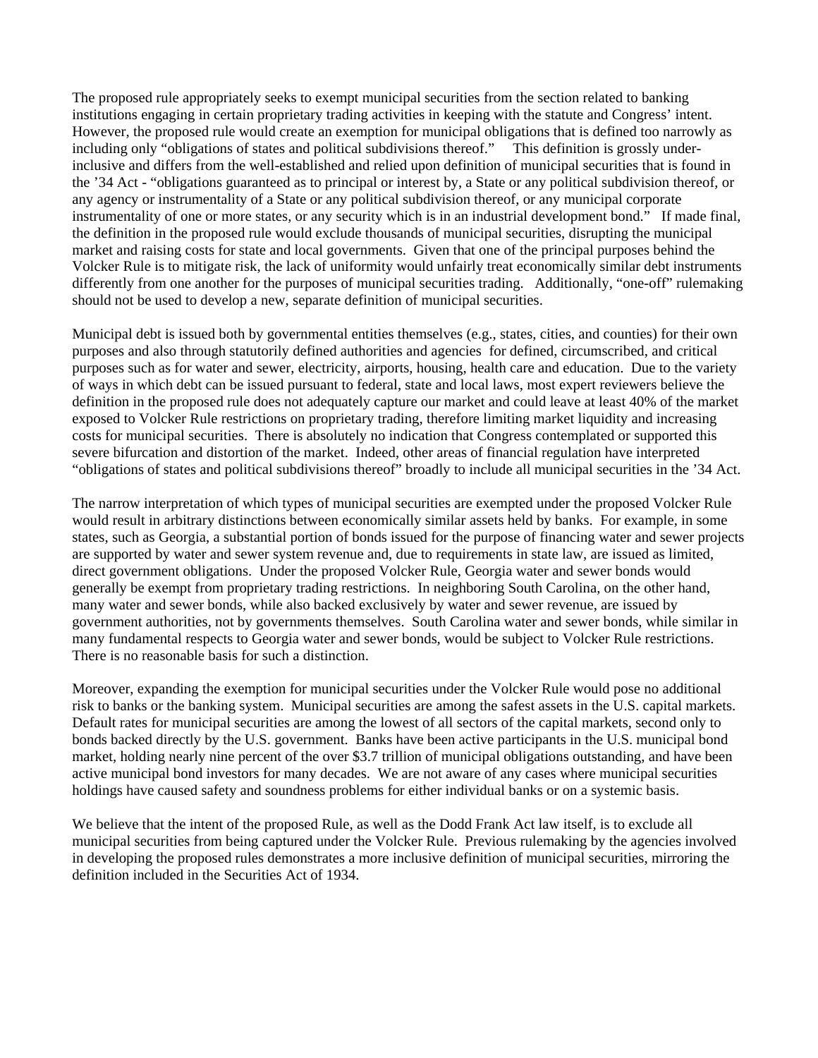The proposed rule appropriately seeks to exempt municipal securities from the section related to banking institutions engaging in certain proprietary trading activities in keeping with the statute and Congress' intent. However, the proposed rule would create an exemption for municipal obligations that is defined too narrowly as including only "obligations of states and political subdivisions thereof." This definition is grossly under-inclusive and differs from the well-established and relied upon definition of municipal securities that is found in the '34 Act - "obligations guaranteed as to principal or interest by, a State or any political subdivision thereof, or any agency or instrumentality of a State or any political subdivision thereof, or any municipal corporate instrumentality of one or more states, or any security which is in an industrial development bond." If made final, the definition in the proposed rule would exclude thousands of municipal securities, disrupting the municipal market and raising costs for state and local governments. Given that one of the principal purposes behind the Volcker Rule is to mitigate risk, the lack of uniformity would unfairly treat economically similar debt instruments differently from one another for the purposes of municipal securities trading. Additionally, "one-off" rulemaking should not be used to develop a new, separate definition of municipal securities.

Municipal debt is issued both by governmental entities themselves (e.g., states, cities, and counties) for their own purposes and also through statutorily defined authorities and agencies for defined, circumscribed, and critical purposes such as for water and sewer, electricity, airports, housing, health care and education. Due to the variety of ways in which debt can be issued pursuant to federal, state and local laws, most expert reviewers believe the definition in the proposed rule does not adequately capture our market and could leave at least 40% of the market exposed to Volcker Rule restrictions on proprietary trading, therefore limiting market liquidity and increasing costs for municipal securities. There is absolutely no indication that Congress contemplated or supported this severe bifurcation and distortion of the market. Indeed, other areas of financial regulation have interpreted "obligations of states and political subdivisions thereof" broadly to include all municipal securities in the '34 Act.

The narrow interpretation of which types of municipal securities are exempted under the proposed Volcker Rule would result in arbitrary distinctions between economically similar assets held by banks. For example, in some states, such as Georgia, a substantial portion of bonds issued for the purpose of financing water and sewer projects are supported by water and sewer system revenue and, due to requirements in state law, are issued as limited, direct government obligations. Under the proposed Volcker Rule, Georgia water and sewer bonds would generally be exempt from proprietary trading restrictions. In neighboring South Carolina, on the other hand, many water and sewer bonds, while also backed exclusively by water and sewer revenue, are issued by government authorities, not by governments themselves. South Carolina water and sewer bonds, while similar in many fundamental respects to Georgia water and sewer bonds, would be subject to Volcker Rule restrictions. There is no reasonable basis for such a distinction.

Moreover, expanding the exemption for municipal securities under the Volcker Rule would pose no additional risk to banks or the banking system. Municipal securities are among the safest assets in the U.S. capital markets. Default rates for municipal securities are among the lowest of all sectors of the capital markets, second only to bonds backed directly by the U.S. government. Banks have been active participants in the U.S. municipal bond market, holding nearly nine percent of the over $3.7 trillion of municipal obligations outstanding, and have been active municipal bond investors for many decades. We are not aware of any cases where municipal securities holdings have caused safety and soundness problems for either individual banks or on a systemic basis.

We believe that the intent of the proposed Rule, as well as the Dodd Frank Act law itself, is to exclude all municipal securities from being captured under the Volcker Rule. Previous rulemaking by the agencies involved in developing the proposed rules demonstrates a more inclusive definition of municipal securities, mirroring the definition included in the Securities Act of 1934.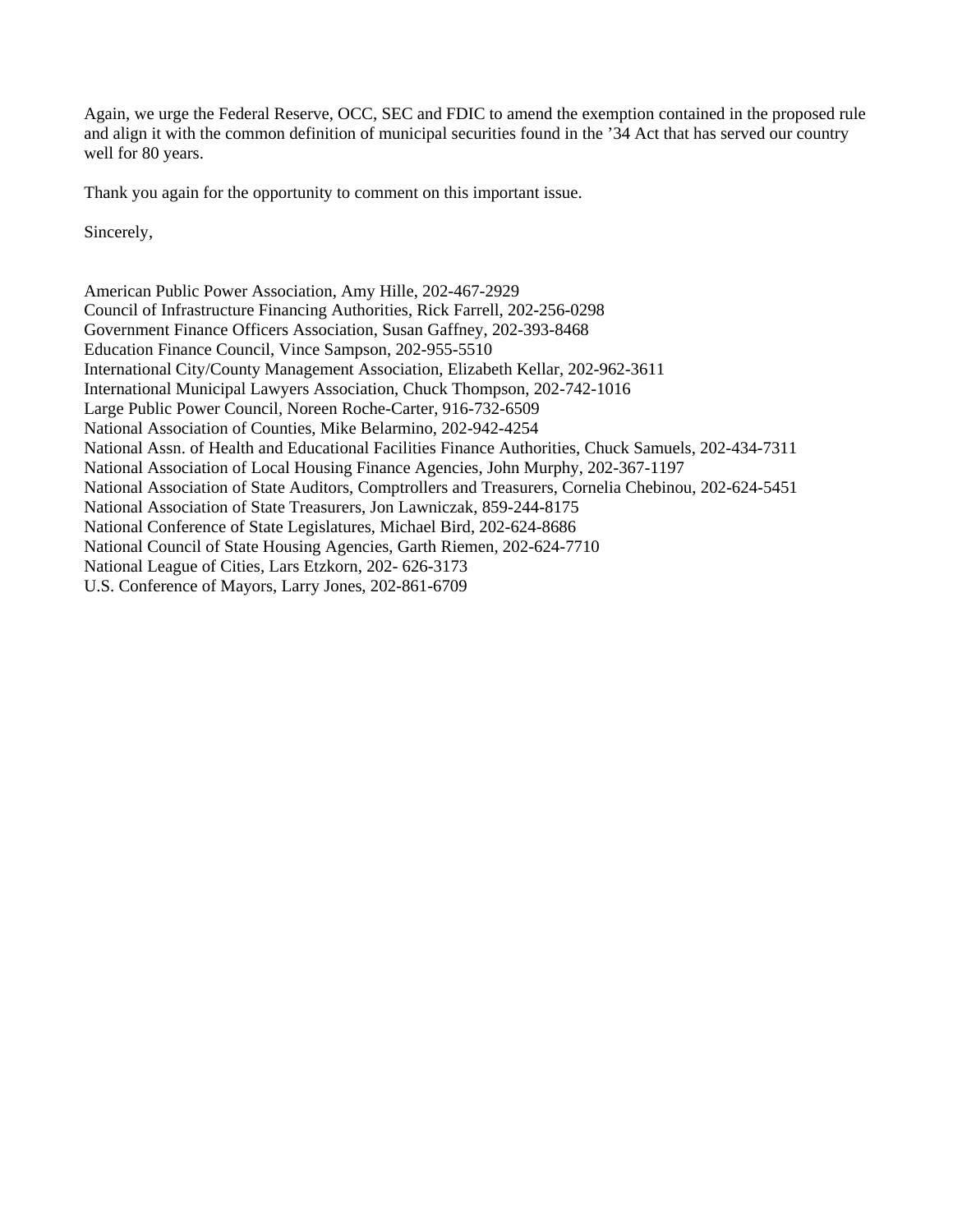Again, we urge the Federal Reserve, OCC, SEC and FDIC to amend the exemption contained in the proposed rule and align it with the common definition of municipal securities found in the '34 Act that has served our country well for 80 years.

Thank you again for the opportunity to comment on this important issue.

Sincerely,

American Public Power Association, Amy Hille, 202-467-2929
Council of Infrastructure Financing Authorities, Rick Farrell, 202-256-0298
Government Finance Officers Association, Susan Gaffney, 202-393-8468
Education Finance Council, Vince Sampson, 202-955-5510
International City/County Management Association, Elizabeth Kellar, 202-962-3611
International Municipal Lawyers Association, Chuck Thompson, 202-742-1016
Large Public Power Council, Noreen Roche-Carter, 916-732-6509
National Association of Counties, Mike Belarmino, 202-942-4254
National Assn. of Health and Educational Facilities Finance Authorities, Chuck Samuels, 202-434-7311
National Association of Local Housing Finance Agencies, John Murphy, 202-367-1197
National Association of State Auditors, Comptrollers and Treasurers, Cornelia Chebinou, 202-624-5451
National Association of State Treasurers, Jon Lawniczak, 859-244-8175
National Conference of State Legislatures, Michael Bird, 202-624-8686
National Council of State Housing Agencies, Garth Riemen, 202-624-7710
National League of Cities, Lars Etzkorn, 202- 626-3173
U.S. Conference of Mayors, Larry Jones, 202-861-6709